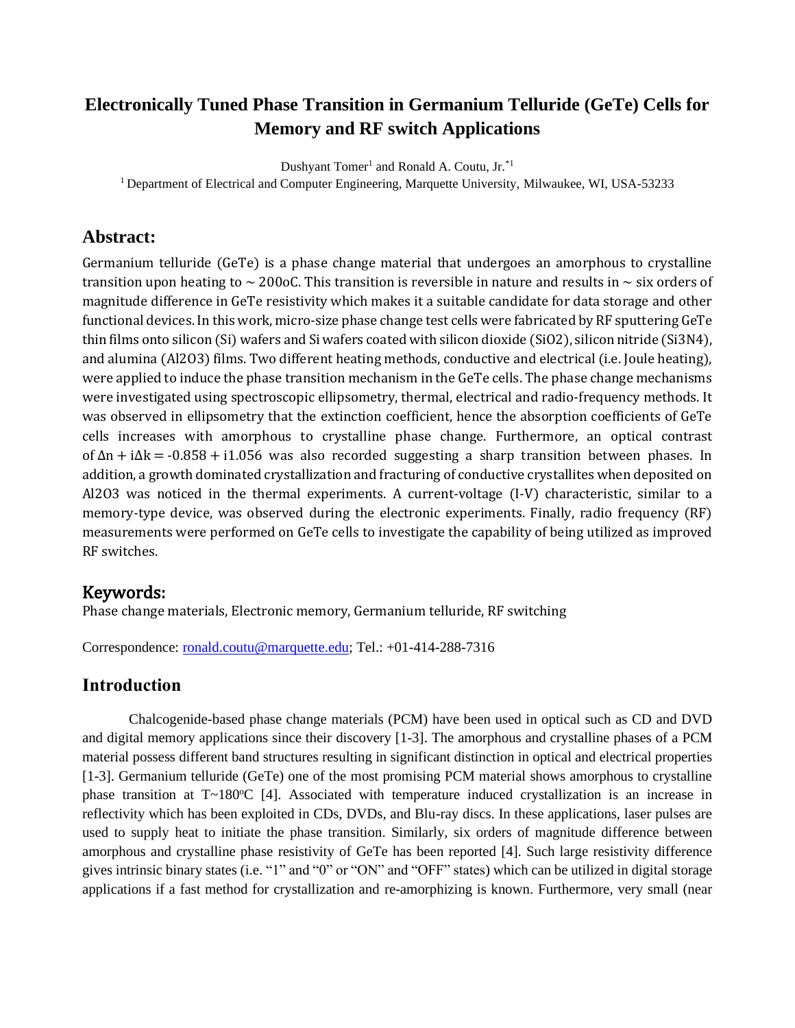# Electronically Tuned Phase Transition in Germanium Telluride (GeTe) Cells for Memory and RF switch Applications

Dushyant Tomer[1] and Ronald A. Coutu, Jr.[*1]

[1] Department of Electrical and Computer Engineering, Marquette University, Milwaukee, WI, USA-53233

## Abstract:

Germanium telluride (GeTe) is a phase change material that undergoes an amorphous to crystalline transition upon heating to ~ 200oC. This transition is reversible in nature and results in ~ six orders of magnitude difference in GeTe resistivity which makes it a suitable candidate for data storage and other functional devices. In this work, micro-size phase change test cells were fabricated by RF sputtering GeTe thin films onto silicon (Si) wafers and Si wafers coated with silicon dioxide ($SiO_2$), silicon nitride ($Si_3N_4$), and alumina ($Al_2O_3$) films. Two different heating methods, conductive and electrical (i.e. Joule heating), were applied to induce the phase transition mechanism in the GeTe cells. The phase change mechanisms were investigated using spectroscopic ellipsometry, thermal, electrical and radio-frequency methods. It was observed in ellipsometry that the extinction coefficient, hence the absorption coefficients of GeTe cells increases with amorphous to crystalline phase change. Furthermore, an optical contrast of $\Delta n + i\Delta k = -0.858 + i1.056$ was also recorded suggesting a sharp transition between phases. In addition, a growth dominated crystallization and fracturing of conductive crystallites when deposited on $Al_2O_3$ was noticed in the thermal experiments. A current-voltage (I-V) characteristic, similar to a memory-type device, was observed during the electronic experiments. Finally, radio frequency (RF) measurements were performed on GeTe cells to investigate the capability of being utilized as improved RF switches.

## Keywords:

Phase change materials, Electronic memory, Germanium telluride, RF switching

Correspondence: ronald.coutu@marquette.edu; Tel.: +01-414-288-7316

## Introduction

Chalcogenide-based phase change materials (PCM) have been used in optical such as CD and DVD and digital memory applications since their discovery [1-3]. The amorphous and crystalline phases of a PCM material possess different band structures resulting in significant distinction in optical and electrical properties [1-3]. Germanium telluride (GeTe) one of the most promising PCM material shows amorphous to crystalline phase transition at T~180°C [4]. Associated with temperature induced crystallization is an increase in reflectivity which has been exploited in CDs, DVDs, and Blu-ray discs. In these applications, laser pulses are used to supply heat to initiate the phase transition. Similarly, six orders of magnitude difference between amorphous and crystalline phase resistivity of GeTe has been reported [4]. Such large resistivity difference gives intrinsic binary states (i.e. "1" and "0" or "ON" and "OFF" states) which can be utilized in digital storage applications if a fast method for crystallization and re-amorphizing is known. Furthermore, very small (near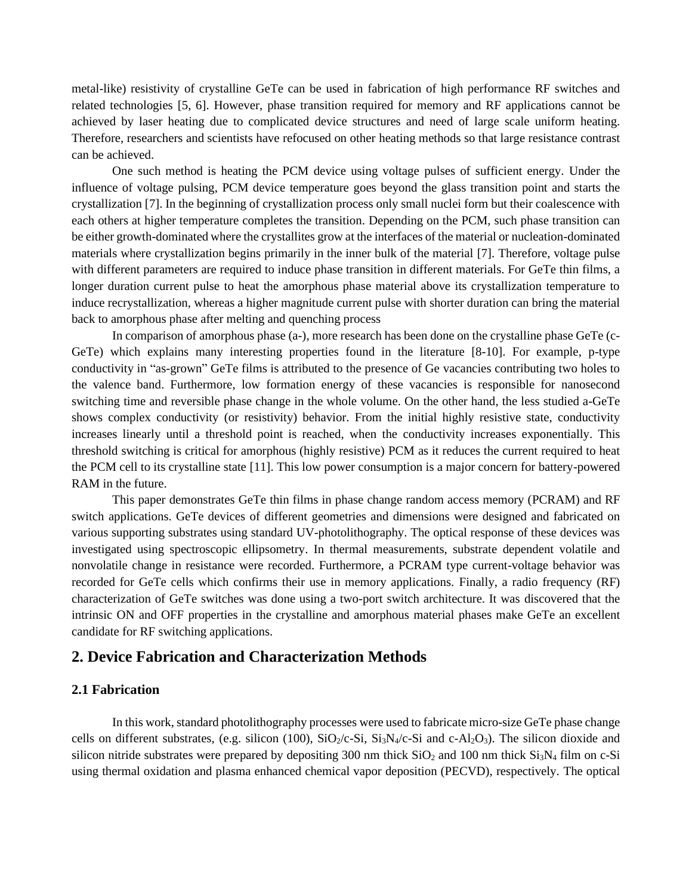metal-like) resistivity of crystalline GeTe can be used in fabrication of high performance RF switches and related technologies [5, 6]. However, phase transition required for memory and RF applications cannot be achieved by laser heating due to complicated device structures and need of large scale uniform heating. Therefore, researchers and scientists have refocused on other heating methods so that large resistance contrast can be achieved.

One such method is heating the PCM device using voltage pulses of sufficient energy. Under the influence of voltage pulsing, PCM device temperature goes beyond the glass transition point and starts the crystallization [7]. In the beginning of crystallization process only small nuclei form but their coalescence with each others at higher temperature completes the transition. Depending on the PCM, such phase transition can be either growth-dominated where the crystallites grow at the interfaces of the material or nucleation-dominated materials where crystallization begins primarily in the inner bulk of the material [7]. Therefore, voltage pulse with different parameters are required to induce phase transition in different materials. For GeTe thin films, a longer duration current pulse to heat the amorphous phase material above its crystallization temperature to induce recrystallization, whereas a higher magnitude current pulse with shorter duration can bring the material back to amorphous phase after melting and quenching process

In comparison of amorphous phase (a-), more research has been done on the crystalline phase GeTe (c-GeTe) which explains many interesting properties found in the literature [8-10]. For example, p-type conductivity in "as-grown" GeTe films is attributed to the presence of Ge vacancies contributing two holes to the valence band. Furthermore, low formation energy of these vacancies is responsible for nanosecond switching time and reversible phase change in the whole volume. On the other hand, the less studied a-GeTe shows complex conductivity (or resistivity) behavior. From the initial highly resistive state, conductivity increases linearly until a threshold point is reached, when the conductivity increases exponentially. This threshold switching is critical for amorphous (highly resistive) PCM as it reduces the current required to heat the PCM cell to its crystalline state [11]. This low power consumption is a major concern for battery-powered RAM in the future.

This paper demonstrates GeTe thin films in phase change random access memory (PCRAM) and RF switch applications. GeTe devices of different geometries and dimensions were designed and fabricated on various supporting substrates using standard UV-photolithography. The optical response of these devices was investigated using spectroscopic ellipsometry. In thermal measurements, substrate dependent volatile and nonvolatile change in resistance were recorded. Furthermore, a PCRAM type current-voltage behavior was recorded for GeTe cells which confirms their use in memory applications. Finally, a radio frequency (RF) characterization of GeTe switches was done using a two-port switch architecture. It was discovered that the intrinsic ON and OFF properties in the crystalline and amorphous material phases make GeTe an excellent candidate for RF switching applications.

## 2. Device Fabrication and Characterization Methods

### 2.1 Fabrication

In this work, standard photolithography processes were used to fabricate micro-size GeTe phase change cells on different substrates, (e.g. silicon (100), $SiO_2$/c-Si, $Si_3N_4$/c-Si and c-$Al_2O_3$). The silicon dioxide and silicon nitride substrates were prepared by depositing 300 nm thick $SiO_2$ and 100 nm thick $Si_3N_4$ film on c-Si using thermal oxidation and plasma enhanced chemical vapor deposition (PECVD), respectively. The optical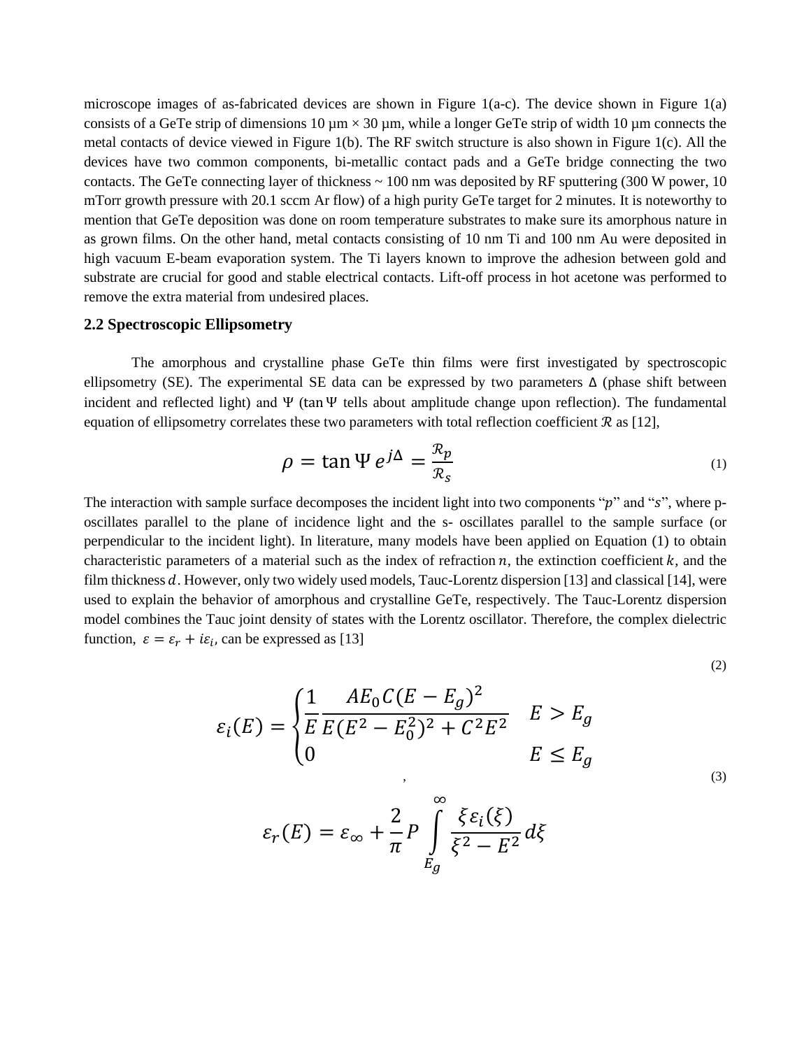microscope images of as-fabricated devices are shown in Figure 1(a-c). The device shown in Figure 1(a) consists of a GeTe strip of dimensions 10 µm × 30 µm, while a longer GeTe strip of width 10 µm connects the metal contacts of device viewed in Figure 1(b). The RF switch structure is also shown in Figure 1(c). All the devices have two common components, bi-metallic contact pads and a GeTe bridge connecting the two contacts. The GeTe connecting layer of thickness ~ 100 nm was deposited by RF sputtering (300 W power, 10 mTorr growth pressure with 20.1 sccm Ar flow) of a high purity GeTe target for 2 minutes. It is noteworthy to mention that GeTe deposition was done on room temperature substrates to make sure its amorphous nature in as grown films. On the other hand, metal contacts consisting of 10 nm Ti and 100 nm Au were deposited in high vacuum E-beam evaporation system. The Ti layers known to improve the adhesion between gold and substrate are crucial for good and stable electrical contacts. Lift-off process in hot acetone was performed to remove the extra material from undesired places.

### 2.2 Spectroscopic Ellipsometry

The amorphous and crystalline phase GeTe thin films were first investigated by spectroscopic ellipsometry (SE). The experimental SE data can be expressed by two parameters $\Delta$ (phase shift between incident and reflected light) and $\Psi$ ($\tan\Psi$ tells about amplitude change upon reflection). The fundamental equation of ellipsometry correlates these two parameters with total reflection coefficient $\mathcal{R}$ as [12],

$$\rho = \tan\Psi\, e^{j\Delta} = \frac{\mathcal{R}_p}{\mathcal{R}_s} \tag{1}$$

The interaction with sample surface decomposes the incident light into two components "$p$" and "$s$", where p-oscillates parallel to the plane of incidence light and the s- oscillates parallel to the sample surface (or perpendicular to the incident light). In literature, many models have been applied on Equation (1) to obtain characteristic parameters of a material such as the index of refraction $n$, the extinction coefficient $k$, and the film thickness $d$. However, only two widely used models, Tauc-Lorentz dispersion [13] and classical [14], were used to explain the behavior of amorphous and crystalline GeTe, respectively. The Tauc-Lorentz dispersion model combines the Tauc joint density of states with the Lorentz oscillator. Therefore, the complex dielectric function, $\varepsilon = \varepsilon_r + i\varepsilon_i$, can be expressed as [13]

$$\varepsilon_i(E) = \begin{cases} \dfrac{1}{E}\dfrac{AE_0C(E-E_g)^2}{E(E^2-E_0^2)^2+C^2E^2} & E > E_g \\ 0 & E \le E_g \end{cases}, \tag{2}$$

$$\varepsilon_r(E) = \varepsilon_\infty + \frac{2}{\pi}P\int_{E_g}^{\infty}\frac{\xi\varepsilon_i(\xi)}{\xi^2-E^2}d\xi \tag{3}$$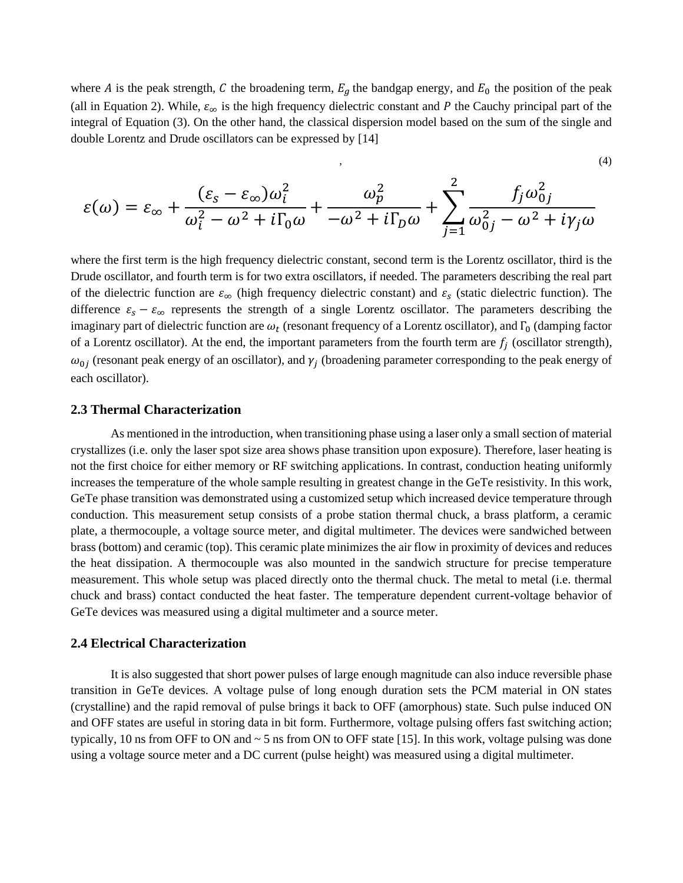where $A$ is the peak strength, $C$ the broadening term, $E_g$ the bandgap energy, and $E_0$ the position of the peak (all in Equation 2). While, $\varepsilon_\infty$ is the high frequency dielectric constant and $P$ the Cauchy principal part of the integral of Equation (3). On the other hand, the classical dispersion model based on the sum of the single and double Lorentz and Drude oscillators can be expressed by [14]

$$\varepsilon(\omega) = \varepsilon_\infty + \frac{(\varepsilon_s - \varepsilon_\infty)\omega_i^2}{\omega_i^2 - \omega^2 + i\Gamma_0\omega} + \frac{\omega_p^2}{-\omega^2 + i\Gamma_D\omega} + \sum_{j=1}^{2} \frac{f_j \omega_{0j}^2}{\omega_{0j}^2 - \omega^2 + i\gamma_j\omega} \quad (4)$$

where the first term is the high frequency dielectric constant, second term is the Lorentz oscillator, third is the Drude oscillator, and fourth term is for two extra oscillators, if needed. The parameters describing the real part of the dielectric function are $\varepsilon_\infty$ (high frequency dielectric constant) and $\varepsilon_s$ (static dielectric function). The difference $\varepsilon_s - \varepsilon_\infty$ represents the strength of a single Lorentz oscillator. The parameters describing the imaginary part of dielectric function are $\omega_t$ (resonant frequency of a Lorentz oscillator), and $\Gamma_0$ (damping factor of a Lorentz oscillator). At the end, the important parameters from the fourth term are $f_j$ (oscillator strength), $\omega_{0j}$ (resonant peak energy of an oscillator), and $\gamma_j$ (broadening parameter corresponding to the peak energy of each oscillator).

### 2.3 Thermal Characterization

As mentioned in the introduction, when transitioning phase using a laser only a small section of material crystallizes (i.e. only the laser spot size area shows phase transition upon exposure). Therefore, laser heating is not the first choice for either memory or RF switching applications. In contrast, conduction heating uniformly increases the temperature of the whole sample resulting in greatest change in the GeTe resistivity. In this work, GeTe phase transition was demonstrated using a customized setup which increased device temperature through conduction. This measurement setup consists of a probe station thermal chuck, a brass platform, a ceramic plate, a thermocouple, a voltage source meter, and digital multimeter. The devices were sandwiched between brass (bottom) and ceramic (top). This ceramic plate minimizes the air flow in proximity of devices and reduces the heat dissipation. A thermocouple was also mounted in the sandwich structure for precise temperature measurement. This whole setup was placed directly onto the thermal chuck. The metal to metal (i.e. thermal chuck and brass) contact conducted the heat faster. The temperature dependent current-voltage behavior of GeTe devices was measured using a digital multimeter and a source meter.

### 2.4 Electrical Characterization

It is also suggested that short power pulses of large enough magnitude can also induce reversible phase transition in GeTe devices. A voltage pulse of long enough duration sets the PCM material in ON states (crystalline) and the rapid removal of pulse brings it back to OFF (amorphous) state. Such pulse induced ON and OFF states are useful in storing data in bit form. Furthermore, voltage pulsing offers fast switching action; typically, 10 ns from OFF to ON and ~ 5 ns from ON to OFF state [15]. In this work, voltage pulsing was done using a voltage source meter and a DC current (pulse height) was measured using a digital multimeter.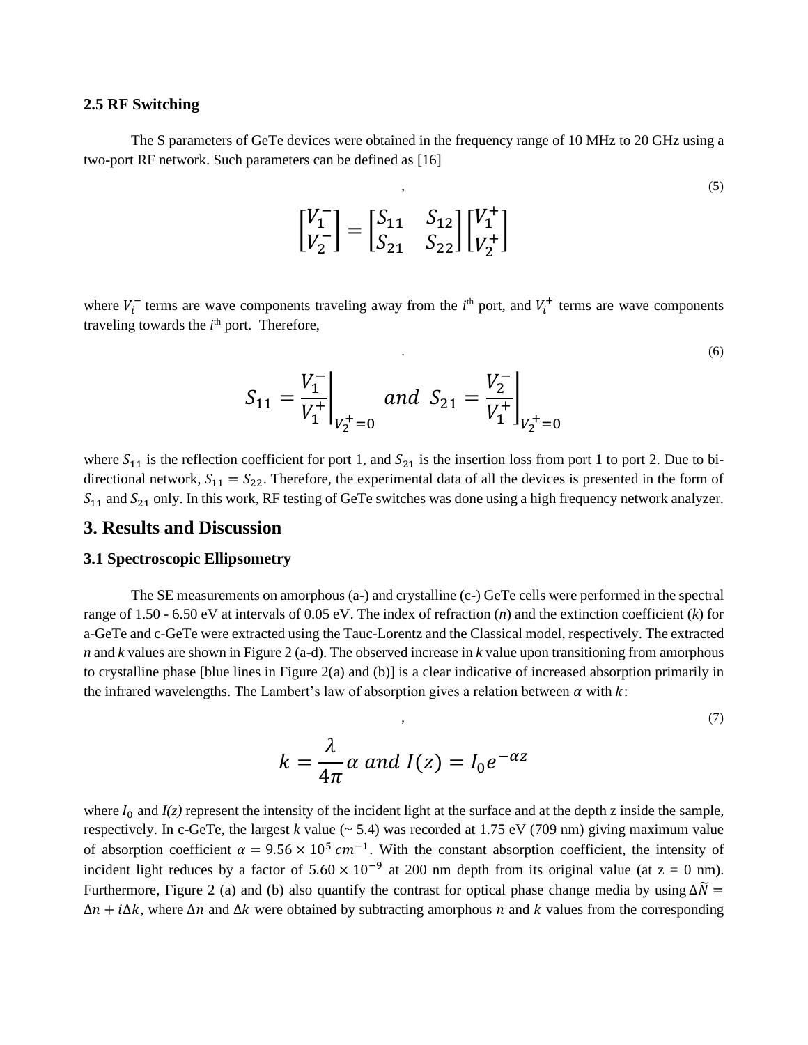### 2.5 RF Switching

The S parameters of GeTe devices were obtained in the frequency range of 10 MHz to 20 GHz using a two-port RF network. Such parameters can be defined as [16]

$$\begin{bmatrix} V_1^- \\ V_2^- \end{bmatrix} = \begin{bmatrix} S_{11} & S_{12} \\ S_{21} & S_{22} \end{bmatrix} \begin{bmatrix} V_1^+ \\ V_2^+ \end{bmatrix} , \tag{5}$$

where $V_i^-$ terms are wave components traveling away from the $i^{\text{th}}$ port, and $V_i^+$ terms are wave components traveling towards the $i^{\text{th}}$ port. Therefore,

$$S_{11} = \left.\frac{V_1^-}{V_1^+}\right|_{V_2^+=0} \; and \; S_{21} = \left.\frac{V_2^-}{V_1^+}\right|_{V_2^+=0} . \tag{6}$$

where $S_{11}$ is the reflection coefficient for port 1, and $S_{21}$ is the insertion loss from port 1 to port 2. Due to bi-directional network, $S_{11} = S_{22}$. Therefore, the experimental data of all the devices is presented in the form of $S_{11}$ and $S_{21}$ only. In this work, RF testing of GeTe switches was done using a high frequency network analyzer.

## 3. Results and Discussion

### 3.1 Spectroscopic Ellipsometry

The SE measurements on amorphous (a-) and crystalline (c-) GeTe cells were performed in the spectral range of 1.50 - 6.50 eV at intervals of 0.05 eV. The index of refraction (*n*) and the extinction coefficient (*k*) for a-GeTe and c-GeTe were extracted using the Tauc-Lorentz and the Classical model, respectively. The extracted *n* and *k* values are shown in Figure 2 (a-d). The observed increase in *k* value upon transitioning from amorphous to crystalline phase [blue lines in Figure 2(a) and (b)] is a clear indicative of increased absorption primarily in the infrared wavelengths. The Lambert's law of absorption gives a relation between $\alpha$ with $k$:

$$k = \frac{\lambda}{4\pi}\alpha \; and \; I(z) = I_0 e^{-\alpha z} , \tag{7}$$

where $I_0$ and *I(z)* represent the intensity of the incident light at the surface and at the depth z inside the sample, respectively. In c-GeTe, the largest *k* value (~ 5.4) was recorded at 1.75 eV (709 nm) giving maximum value of absorption coefficient $\alpha = 9.56 \times 10^5 \; cm^{-1}$. With the constant absorption coefficient, the intensity of incident light reduces by a factor of $5.60 \times 10^{-9}$ at 200 nm depth from its original value (at z = 0 nm). Furthermore, Figure 2 (a) and (b) also quantify the contrast for optical phase change media by using $\Delta\widetilde{N} = \Delta n + i\Delta k$, where $\Delta n$ and $\Delta k$ were obtained by subtracting amorphous $n$ and $k$ values from the corresponding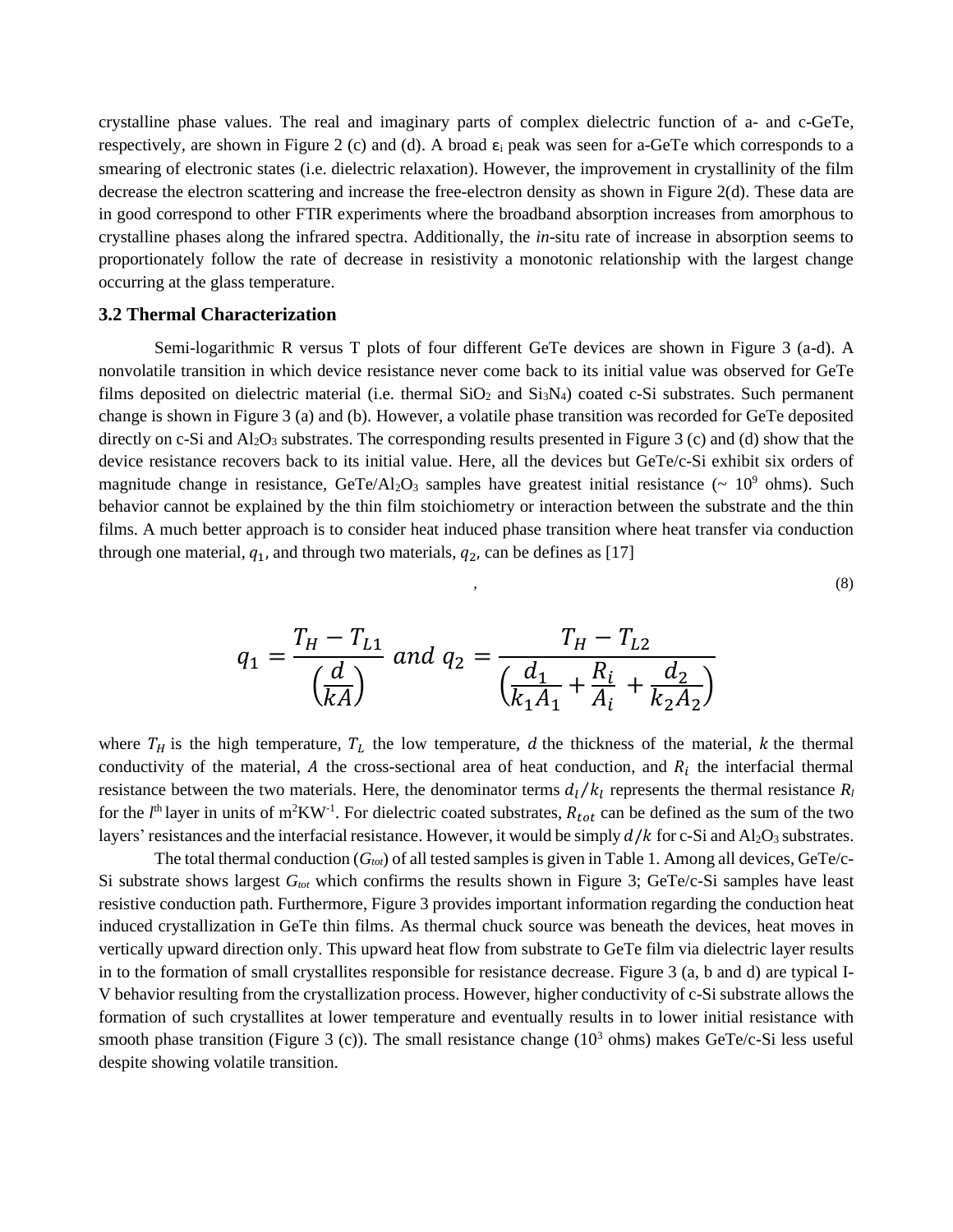crystalline phase values. The real and imaginary parts of complex dielectric function of a- and c-GeTe, respectively, are shown in Figure 2 (c) and (d). A broad $\varepsilon_i$ peak was seen for a-GeTe which corresponds to a smearing of electronic states (i.e. dielectric relaxation). However, the improvement in crystallinity of the film decrease the electron scattering and increase the free-electron density as shown in Figure 2(d). These data are in good correspond to other FTIR experiments where the broadband absorption increases from amorphous to crystalline phases along the infrared spectra. Additionally, the *in*-situ rate of increase in absorption seems to proportionately follow the rate of decrease in resistivity a monotonic relationship with the largest change occurring at the glass temperature.

### 3.2 Thermal Characterization

Semi-logarithmic R versus T plots of four different GeTe devices are shown in Figure 3 (a-d). A nonvolatile transition in which device resistance never come back to its initial value was observed for GeTe films deposited on dielectric material (i.e. thermal $SiO_2$ and $Si_3N_4$) coated c-Si substrates. Such permanent change is shown in Figure 3 (a) and (b). However, a volatile phase transition was recorded for GeTe deposited directly on c-Si and $Al_2O_3$ substrates. The corresponding results presented in Figure 3 (c) and (d) show that the device resistance recovers back to its initial value. Here, all the devices but GeTe/c-Si exhibit six orders of magnitude change in resistance, GeTe/$Al_2O_3$ samples have greatest initial resistance (~ $10^9$ ohms). Such behavior cannot be explained by the thin film stoichiometry or interaction between the substrate and the thin films. A much better approach is to consider heat induced phase transition where heat transfer via conduction through one material, $q_1$, and through two materials, $q_2$, can be defines as [17]

$$q_1 = \frac{T_H - T_{L1}}{\left(\frac{d}{kA}\right)} \text{ and } q_2 = \frac{T_H - T_{L2}}{\left(\frac{d_1}{k_1 A_1} + \frac{R_i}{A_i} + \frac{d_2}{k_2 A_2}\right)} \quad (8)$$

where $T_H$ is the high temperature, $T_L$ the low temperature, $d$ the thickness of the material, $k$ the thermal conductivity of the material, $A$ the cross-sectional area of heat conduction, and $R_i$ the interfacial thermal resistance between the two materials. Here, the denominator terms $d_l/k_l$ represents the thermal resistance $R_l$ for the $l^{th}$ layer in units of $m^2KW^{-1}$. For dielectric coated substrates, $R_{tot}$ can be defined as the sum of the two layers' resistances and the interfacial resistance. However, it would be simply $d/k$ for c-Si and $Al_2O_3$ substrates.

The total thermal conduction ($G_{tot}$) of all tested samples is given in Table 1. Among all devices, GeTe/c-Si substrate shows largest $G_{tot}$ which confirms the results shown in Figure 3; GeTe/c-Si samples have least resistive conduction path. Furthermore, Figure 3 provides important information regarding the conduction heat induced crystallization in GeTe thin films. As thermal chuck source was beneath the devices, heat moves in vertically upward direction only. This upward heat flow from substrate to GeTe film via dielectric layer results in to the formation of small crystallites responsible for resistance decrease. Figure 3 (a, b and d) are typical I-V behavior resulting from the crystallization process. However, higher conductivity of c-Si substrate allows the formation of such crystallites at lower temperature and eventually results in to lower initial resistance with smooth phase transition (Figure 3 (c)). The small resistance change ($10^3$ ohms) makes GeTe/c-Si less useful despite showing volatile transition.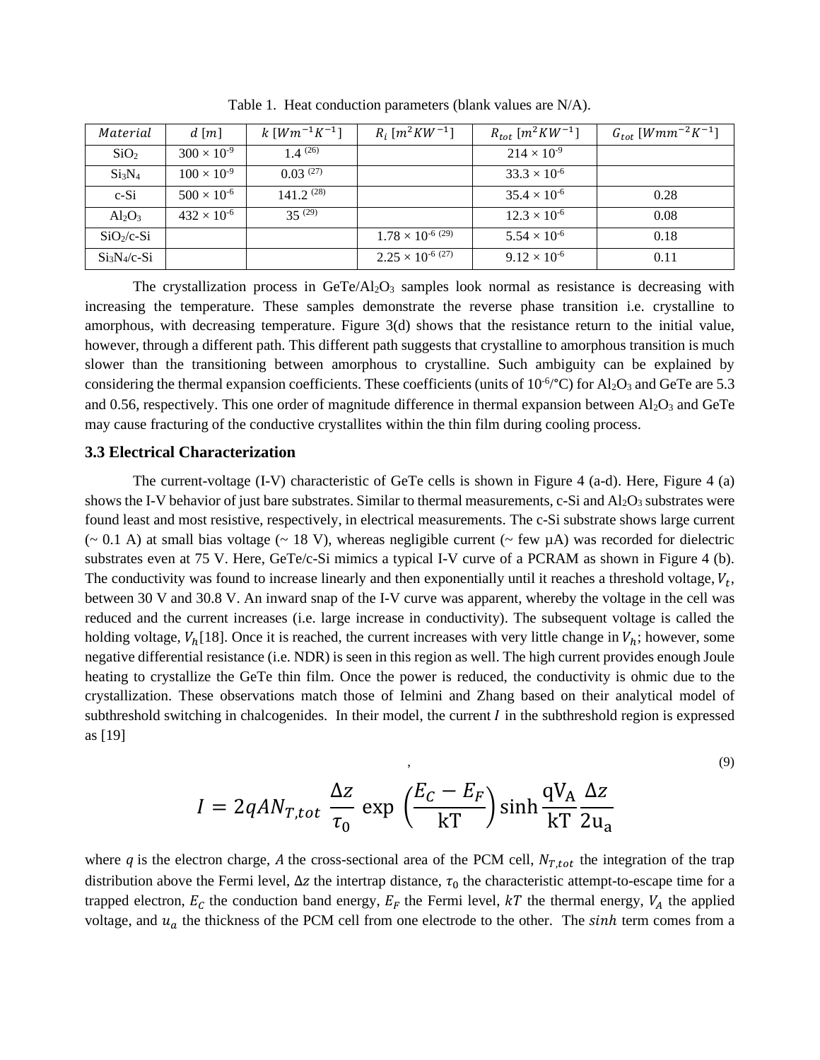Table 1. Heat conduction parameters (blank values are N/A).

| $Material$ | $d\ [m]$ | $k\ [Wm^{-1}K^{-1}]$ | $R_i\ [m^2KW^{-1}]$ | $R_{tot}\ [m^2KW^{-1}]$ | $G_{tot}\ [Wmm^{-2}K^{-1}]$ |
|---|---|---|---|---|---|
| $SiO_2$ | $300 \times 10^{-9}$ | 1.4 (26) | | $214 \times 10^{-9}$ | |
| $Si_3N_4$ | $100 \times 10^{-9}$ | 0.03 (27) | | $33.3 \times 10^{-6}$ | |
| c-Si | $500 \times 10^{-6}$ | 141.2 (28) | | $35.4 \times 10^{-6}$ | 0.28 |
| $Al_2O_3$ | $432 \times 10^{-6}$ | 35 (29) | | $12.3 \times 10^{-6}$ | 0.08 |
| $SiO_2$/c-Si | | | $1.78 \times 10^{-6}$ (29) | $5.54 \times 10^{-6}$ | 0.18 |
| $Si_3N_4$/c-Si | | | $2.25 \times 10^{-6}$ (27) | $9.12 \times 10^{-6}$ | 0.11 |

The crystallization process in GeTe/$Al_2O_3$ samples look normal as resistance is decreasing with increasing the temperature. These samples demonstrate the reverse phase transition i.e. crystalline to amorphous, with decreasing temperature. Figure 3(d) shows that the resistance return to the initial value, however, through a different path. This different path suggests that crystalline to amorphous transition is much slower than the transitioning between amorphous to crystalline. Such ambiguity can be explained by considering the thermal expansion coefficients. These coefficients (units of $10^{-6}$/°C) for $Al_2O_3$ and GeTe are 5.3 and 0.56, respectively. This one order of magnitude difference in thermal expansion between $Al_2O_3$ and GeTe may cause fracturing of the conductive crystallites within the thin film during cooling process.

### 3.3 Electrical Characterization

The current-voltage (I-V) characteristic of GeTe cells is shown in Figure 4 (a-d). Here, Figure 4 (a) shows the I-V behavior of just bare substrates. Similar to thermal measurements, c-Si and $Al_2O_3$ substrates were found least and most resistive, respectively, in electrical measurements. The c-Si substrate shows large current (~ 0.1 A) at small bias voltage (~ 18 V), whereas negligible current (~ few μA) was recorded for dielectric substrates even at 75 V. Here, GeTe/c-Si mimics a typical I-V curve of a PCRAM as shown in Figure 4 (b). The conductivity was found to increase linearly and then exponentially until it reaches a threshold voltage, $V_t$, between 30 V and 30.8 V. An inward snap of the I-V curve was apparent, whereby the voltage in the cell was reduced and the current increases (i.e. large increase in conductivity). The subsequent voltage is called the holding voltage, $V_h$[18]. Once it is reached, the current increases with very little change in $V_h$; however, some negative differential resistance (i.e. NDR) is seen in this region as well. The high current provides enough Joule heating to crystallize the GeTe thin film. Once the power is reduced, the conductivity is ohmic due to the crystallization. These observations match those of Ielmini and Zhang based on their analytical model of subthreshold switching in chalcogenides. In their model, the current $I$ in the subthreshold region is expressed as [19]

$$I = 2qAN_{T,tot}\ \frac{\Delta z}{\tau_0}\ \exp\left(\frac{E_C - E_F}{\mathrm{kT}}\right)\sinh\frac{\mathrm{qV_A}}{\mathrm{kT}}\frac{\Delta z}{2\mathrm{u_a}} \quad (9)$$

where $q$ is the electron charge, $A$ the cross-sectional area of the PCM cell, $N_{T,tot}$ the integration of the trap distribution above the Fermi level, $\Delta z$ the intertrap distance, $\tau_0$ the characteristic attempt-to-escape time for a trapped electron, $E_C$ the conduction band energy, $E_F$ the Fermi level, $kT$ the thermal energy, $V_A$ the applied voltage, and $u_a$ the thickness of the PCM cell from one electrode to the other. The $sinh$ term comes from a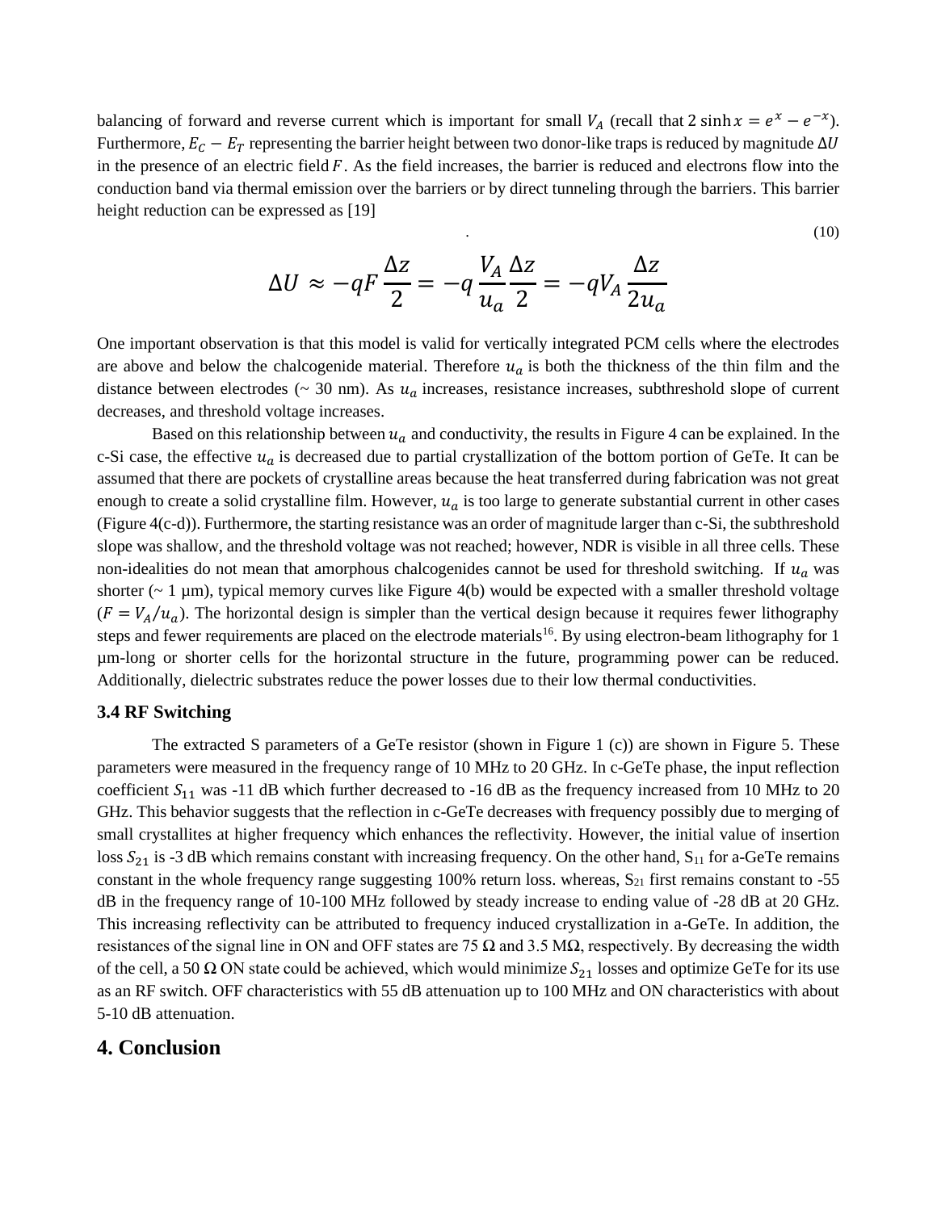balancing of forward and reverse current which is important for small $V_A$ (recall that $2\sinh x = e^{x} - e^{-x}$). Furthermore, $E_C - E_T$ representing the barrier height between two donor-like traps is reduced by magnitude $\Delta U$ in the presence of an electric field $F$. As the field increases, the barrier is reduced and electrons flow into the conduction band via thermal emission over the barriers or by direct tunneling through the barriers. This barrier height reduction can be expressed as [19]

$$\Delta U \approx -qF\frac{\Delta z}{2} = -q\frac{V_A}{u_a}\frac{\Delta z}{2} = -qV_A\frac{\Delta z}{2u_a} \tag{10}$$

One important observation is that this model is valid for vertically integrated PCM cells where the electrodes are above and below the chalcogenide material. Therefore $u_a$ is both the thickness of the thin film and the distance between electrodes (~ 30 nm). As $u_a$ increases, resistance increases, subthreshold slope of current decreases, and threshold voltage increases.

Based on this relationship between $u_a$ and conductivity, the results in Figure 4 can be explained. In the c-Si case, the effective $u_a$ is decreased due to partial crystallization of the bottom portion of GeTe. It can be assumed that there are pockets of crystalline areas because the heat transferred during fabrication was not great enough to create a solid crystalline film. However, $u_a$ is too large to generate substantial current in other cases (Figure 4(c-d)). Furthermore, the starting resistance was an order of magnitude larger than c-Si, the subthreshold slope was shallow, and the threshold voltage was not reached; however, NDR is visible in all three cells. These non-idealities do not mean that amorphous chalcogenides cannot be used for threshold switching. If $u_a$ was shorter (~ 1 µm), typical memory curves like Figure 4(b) would be expected with a smaller threshold voltage ($F = V_A/u_a$). The horizontal design is simpler than the vertical design because it requires fewer lithography steps and fewer requirements are placed on the electrode materials[16]. By using electron-beam lithography for 1 µm-long or shorter cells for the horizontal structure in the future, programming power can be reduced. Additionally, dielectric substrates reduce the power losses due to their low thermal conductivities.

### 3.4 RF Switching

The extracted S parameters of a GeTe resistor (shown in Figure 1 (c)) are shown in Figure 5. These parameters were measured in the frequency range of 10 MHz to 20 GHz. In c-GeTe phase, the input reflection coefficient $S_{11}$ was -11 dB which further decreased to -16 dB as the frequency increased from 10 MHz to 20 GHz. This behavior suggests that the reflection in c-GeTe decreases with frequency possibly due to merging of small crystallites at higher frequency which enhances the reflectivity. However, the initial value of insertion loss $S_{21}$ is -3 dB which remains constant with increasing frequency. On the other hand, $S_{11}$ for a-GeTe remains constant in the whole frequency range suggesting 100% return loss. whereas, $S_{21}$ first remains constant to -55 dB in the frequency range of 10-100 MHz followed by steady increase to ending value of -28 dB at 20 GHz. This increasing reflectivity can be attributed to frequency induced crystallization in a-GeTe. In addition, the resistances of the signal line in ON and OFF states are 75 Ω and 3.5 MΩ, respectively. By decreasing the width of the cell, a 50 Ω ON state could be achieved, which would minimize $S_{21}$ losses and optimize GeTe for its use as an RF switch. OFF characteristics with 55 dB attenuation up to 100 MHz and ON characteristics with about 5-10 dB attenuation.

## 4. Conclusion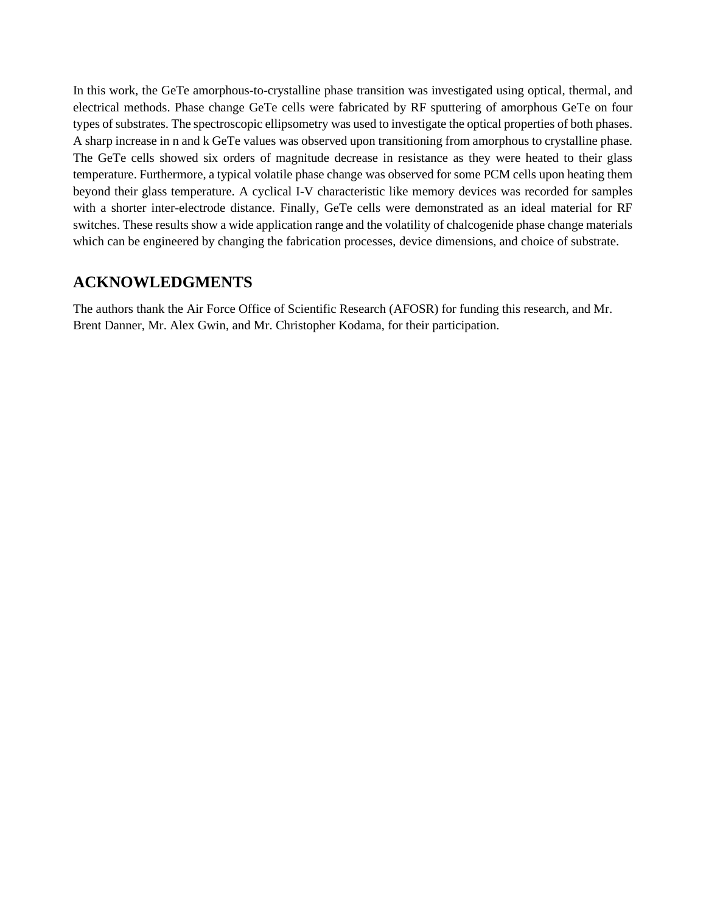In this work, the GeTe amorphous-to-crystalline phase transition was investigated using optical, thermal, and electrical methods. Phase change GeTe cells were fabricated by RF sputtering of amorphous GeTe on four types of substrates. The spectroscopic ellipsometry was used to investigate the optical properties of both phases. A sharp increase in n and k GeTe values was observed upon transitioning from amorphous to crystalline phase. The GeTe cells showed six orders of magnitude decrease in resistance as they were heated to their glass temperature. Furthermore, a typical volatile phase change was observed for some PCM cells upon heating them beyond their glass temperature. A cyclical I-V characteristic like memory devices was recorded for samples with a shorter inter-electrode distance. Finally, GeTe cells were demonstrated as an ideal material for RF switches. These results show a wide application range and the volatility of chalcogenide phase change materials which can be engineered by changing the fabrication processes, device dimensions, and choice of substrate.

## ACKNOWLEDGMENTS

The authors thank the Air Force Office of Scientific Research (AFOSR) for funding this research, and Mr. Brent Danner, Mr. Alex Gwin, and Mr. Christopher Kodama, for their participation.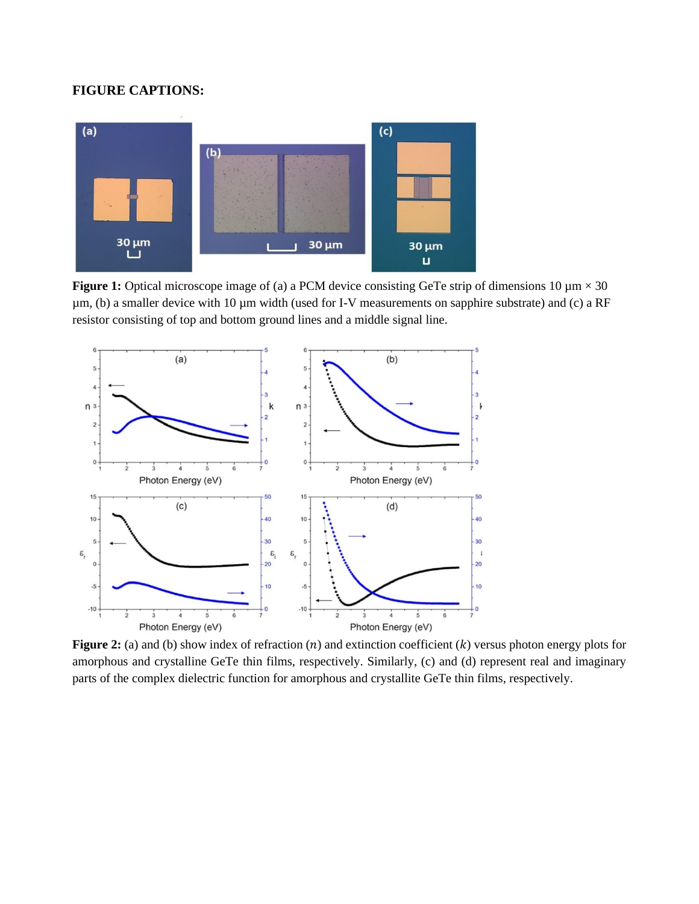**FIGURE CAPTIONS:**

**Figure 1:** Optical microscope image of (a) a PCM device consisting GeTe strip of dimensions 10 μm × 30 μm, (b) a smaller device with 10 μm width (used for I-V measurements on sapphire substrate) and (c) a RF resistor consisting of top and bottom ground lines and a middle signal line.

**Figure 2:** (a) and (b) show index of refraction ($n$) and extinction coefficient ($k$) versus photon energy plots for amorphous and crystalline GeTe thin films, respectively. Similarly, (c) and (d) represent real and imaginary parts of the complex dielectric function for amorphous and crystallite GeTe thin films, respectively.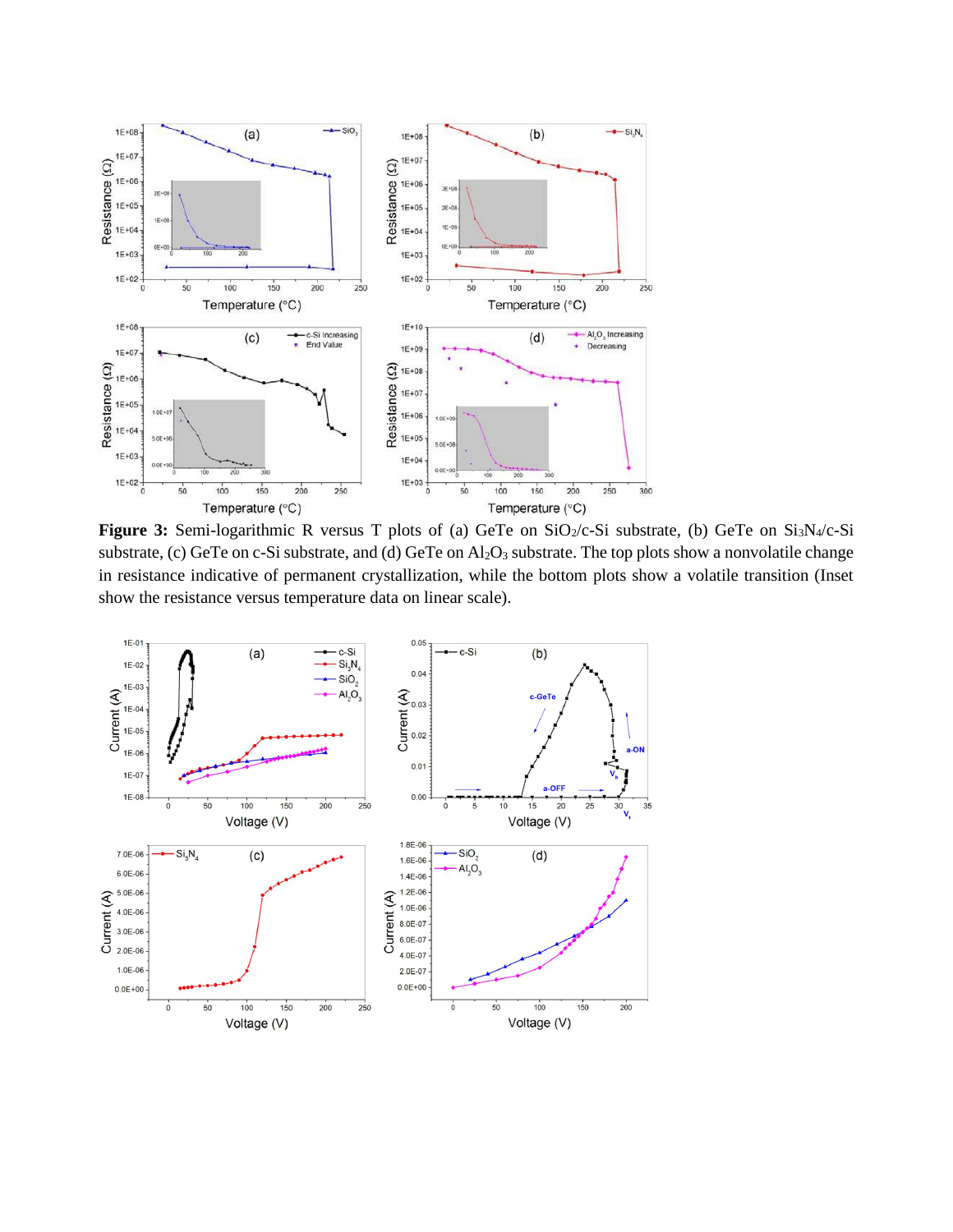**Figure 3:** Semi-logarithmic R versus T plots of (a) GeTe on $SiO_2$/c-Si substrate, (b) GeTe on $Si_3N_4$/c-Si substrate, (c) GeTe on c-Si substrate, and (d) GeTe on $Al_2O_3$ substrate. The top plots show a nonvolatile change in resistance indicative of permanent crystallization, while the bottom plots show a volatile transition (Inset show the resistance versus temperature data on linear scale).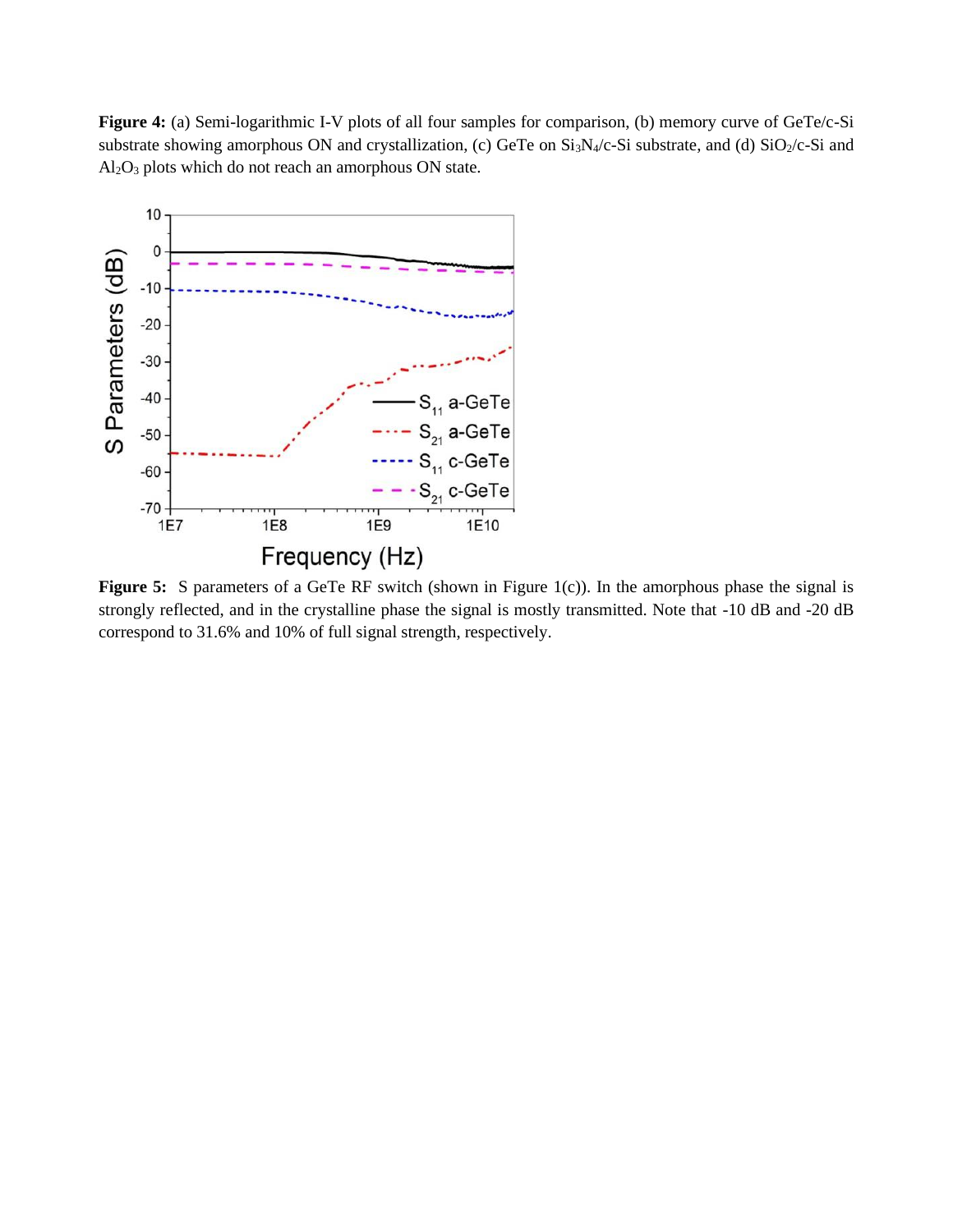**Figure 4:** (a) Semi-logarithmic I-V plots of all four samples for comparison, (b) memory curve of GeTe/c-Si substrate showing amorphous ON and crystallization, (c) GeTe on $Si_3N_4$/c-Si substrate, and (d) $SiO_2$/c-Si and $Al_2O_3$ plots which do not reach an amorphous ON state.

**Figure 5:** S parameters of a GeTe RF switch (shown in Figure 1(c)). In the amorphous phase the signal is strongly reflected, and in the crystalline phase the signal is mostly transmitted. Note that -10 dB and -20 dB correspond to 31.6% and 10% of full signal strength, respectively.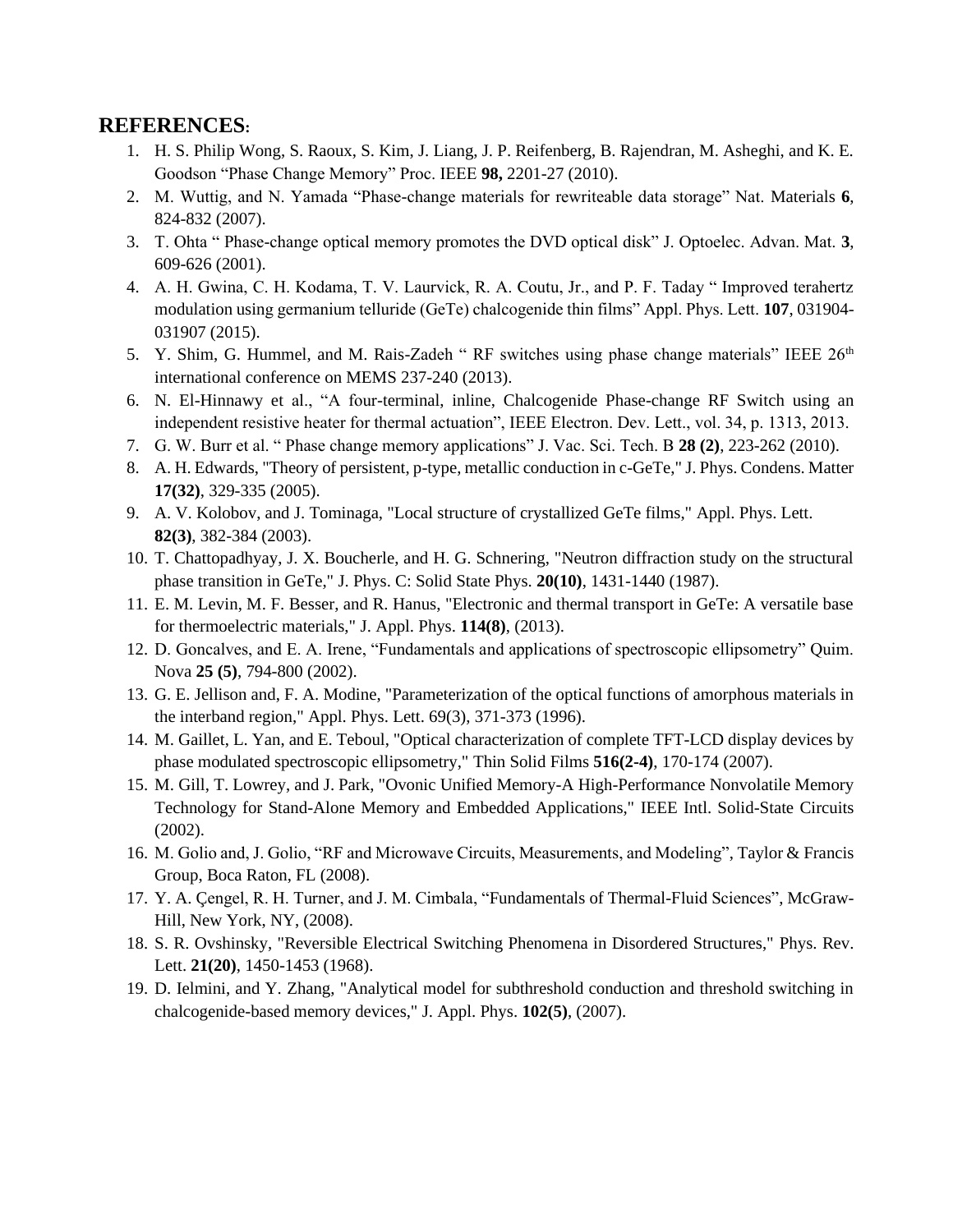# REFERENCES:

1. H. S. Philip Wong, S. Raoux, S. Kim, J. Liang, J. P. Reifenberg, B. Rajendran, M. Asheghi, and K. E. Goodson "Phase Change Memory" Proc. IEEE **98,** 2201-27 (2010).
2. M. Wuttig, and N. Yamada "Phase-change materials for rewriteable data storage" Nat. Materials **6**, 824-832 (2007).
3. T. Ohta " Phase-change optical memory promotes the DVD optical disk" J. Optoelec. Advan. Mat. **3**, 609-626 (2001).
4. A. H. Gwina, C. H. Kodama, T. V. Laurvick, R. A. Coutu, Jr., and P. F. Taday " Improved terahertz modulation using germanium telluride (GeTe) chalcogenide thin films" Appl. Phys. Lett. **107**, 031904-031907 (2015).
5. Y. Shim, G. Hummel, and M. Rais-Zadeh " RF switches using phase change materials" IEEE 26th international conference on MEMS 237-240 (2013).
6. N. El-Hinnawy et al., "A four-terminal, inline, Chalcogenide Phase-change RF Switch using an independent resistive heater for thermal actuation", IEEE Electron. Dev. Lett., vol. 34, p. 1313, 2013.
7. G. W. Burr et al. " Phase change memory applications" J. Vac. Sci. Tech. B **28 (2)**, 223-262 (2010).
8. A. H. Edwards, "Theory of persistent, p-type, metallic conduction in c-GeTe," J. Phys. Condens. Matter **17(32)**, 329-335 (2005).
9. A. V. Kolobov, and J. Tominaga, "Local structure of crystallized GeTe films," Appl. Phys. Lett. **82(3)**, 382-384 (2003).
10. T. Chattopadhyay, J. X. Boucherle, and H. G. Schnering, "Neutron diffraction study on the structural phase transition in GeTe," J. Phys. C: Solid State Phys. **20(10)**, 1431-1440 (1987).
11. E. M. Levin, M. F. Besser, and R. Hanus, "Electronic and thermal transport in GeTe: A versatile base for thermoelectric materials," J. Appl. Phys. **114(8)**, (2013).
12. D. Goncalves, and E. A. Irene, "Fundamentals and applications of spectroscopic ellipsometry" Quim. Nova **25 (5)**, 794-800 (2002).
13. G. E. Jellison and, F. A. Modine, "Parameterization of the optical functions of amorphous materials in the interband region," Appl. Phys. Lett. 69(3), 371-373 (1996).
14. M. Gaillet, L. Yan, and E. Teboul, "Optical characterization of complete TFT-LCD display devices by phase modulated spectroscopic ellipsometry," Thin Solid Films **516(2-4)**, 170-174 (2007).
15. M. Gill, T. Lowrey, and J. Park, "Ovonic Unified Memory-A High-Performance Nonvolatile Memory Technology for Stand-Alone Memory and Embedded Applications," IEEE Intl. Solid-State Circuits (2002).
16. M. Golio and, J. Golio, "RF and Microwave Circuits, Measurements, and Modeling", Taylor & Francis Group, Boca Raton, FL (2008).
17. Y. A. Çengel, R. H. Turner, and J. M. Cimbala, "Fundamentals of Thermal-Fluid Sciences", McGraw-Hill, New York, NY, (2008).
18. S. R. Ovshinsky, "Reversible Electrical Switching Phenomena in Disordered Structures," Phys. Rev. Lett. **21(20)**, 1450-1453 (1968).
19. D. Ielmini, and Y. Zhang, "Analytical model for subthreshold conduction and threshold switching in chalcogenide-based memory devices," J. Appl. Phys. **102(5)**, (2007).